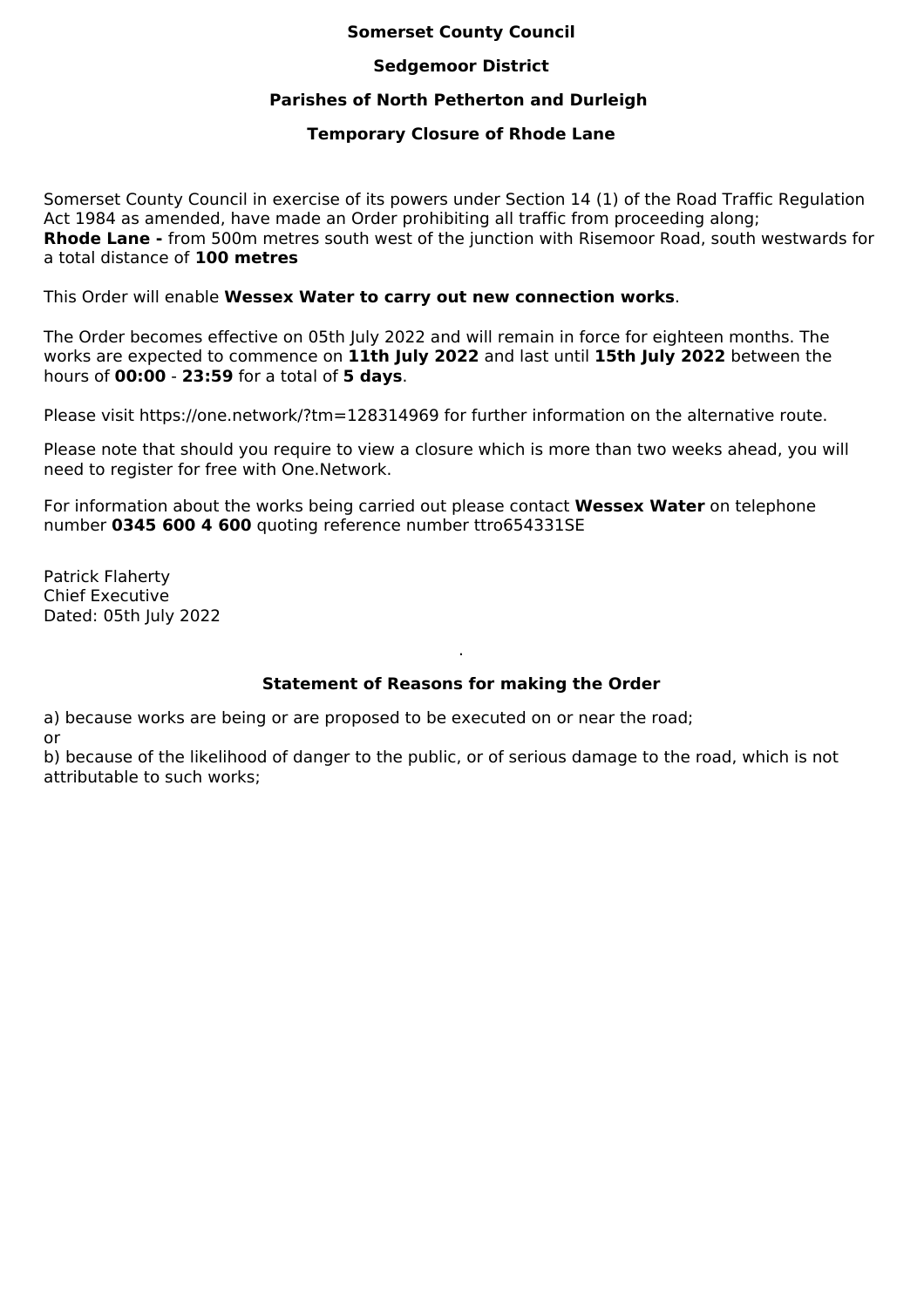**Somerset County Council**

**Sedgemoor District**

**Parishes of North Petherton and Durleigh**

**Temporary Closure of Rhode Lane**

Somerset County Council in exercise of its powers under Section 14 (1) of the Road Traffic Regulation Act 1984 as amended, have made an Order prohibiting all traffic from proceeding along;
**Rhode Lane -** from 500m metres south west of the junction with Risemoor Road, south westwards for a total distance of **100 metres**

This Order will enable **Wessex Water to carry out new connection works**.

The Order becomes effective on 05th July 2022 and will remain in force for eighteen months. The works are expected to commence on **11th July 2022** and last until **15th July 2022** between the hours of **00:00** - **23:59** for a total of **5 days**.

Please visit https://one.network/?tm=128314969 for further information on the alternative route.

Please note that should you require to view a closure which is more than two weeks ahead, you will need to register for free with One.Network.

For information about the works being carried out please contact **Wessex Water** on telephone number **0345 600 4 600** quoting reference number ttro654331SE

Patrick Flaherty
Chief Executive
Dated: 05th July 2022

.

**Statement of Reasons for making the Order**

a) because works are being or are proposed to be executed on or near the road;
or
b) because of the likelihood of danger to the public, or of serious damage to the road, which is not attributable to such works;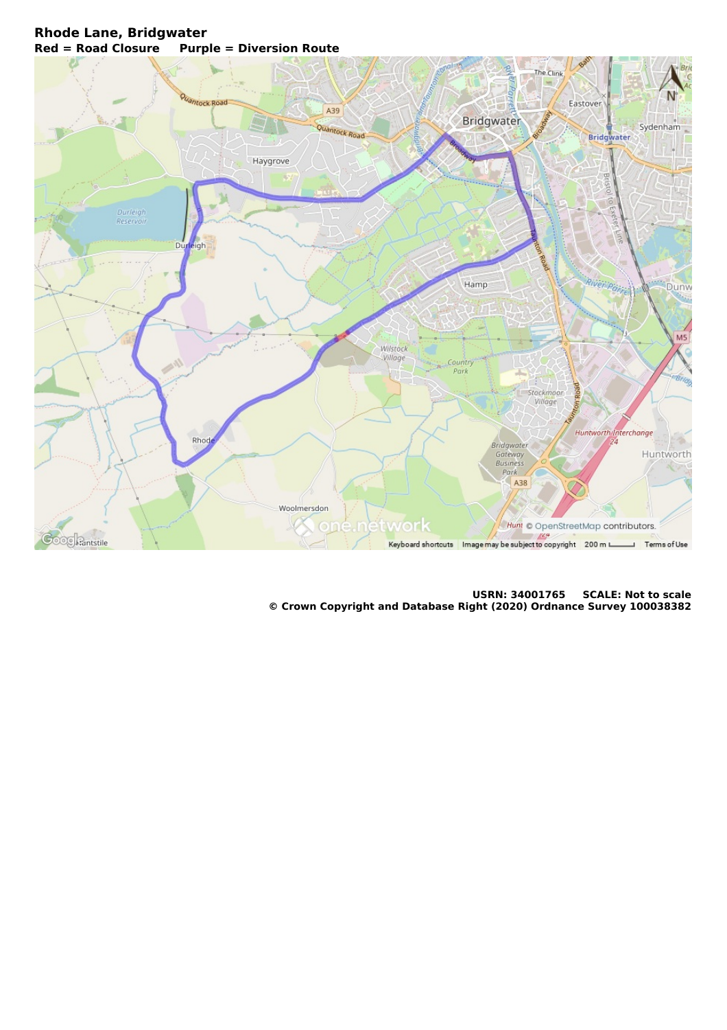## Rhode Lane, Bridgwater

**Red = Road Closure     Purple = Diversion Route**

**USRN: 34001765     SCALE: Not to scale**

**© Crown Copyright and Database Right (2020) Ordnance Survey 100038382**